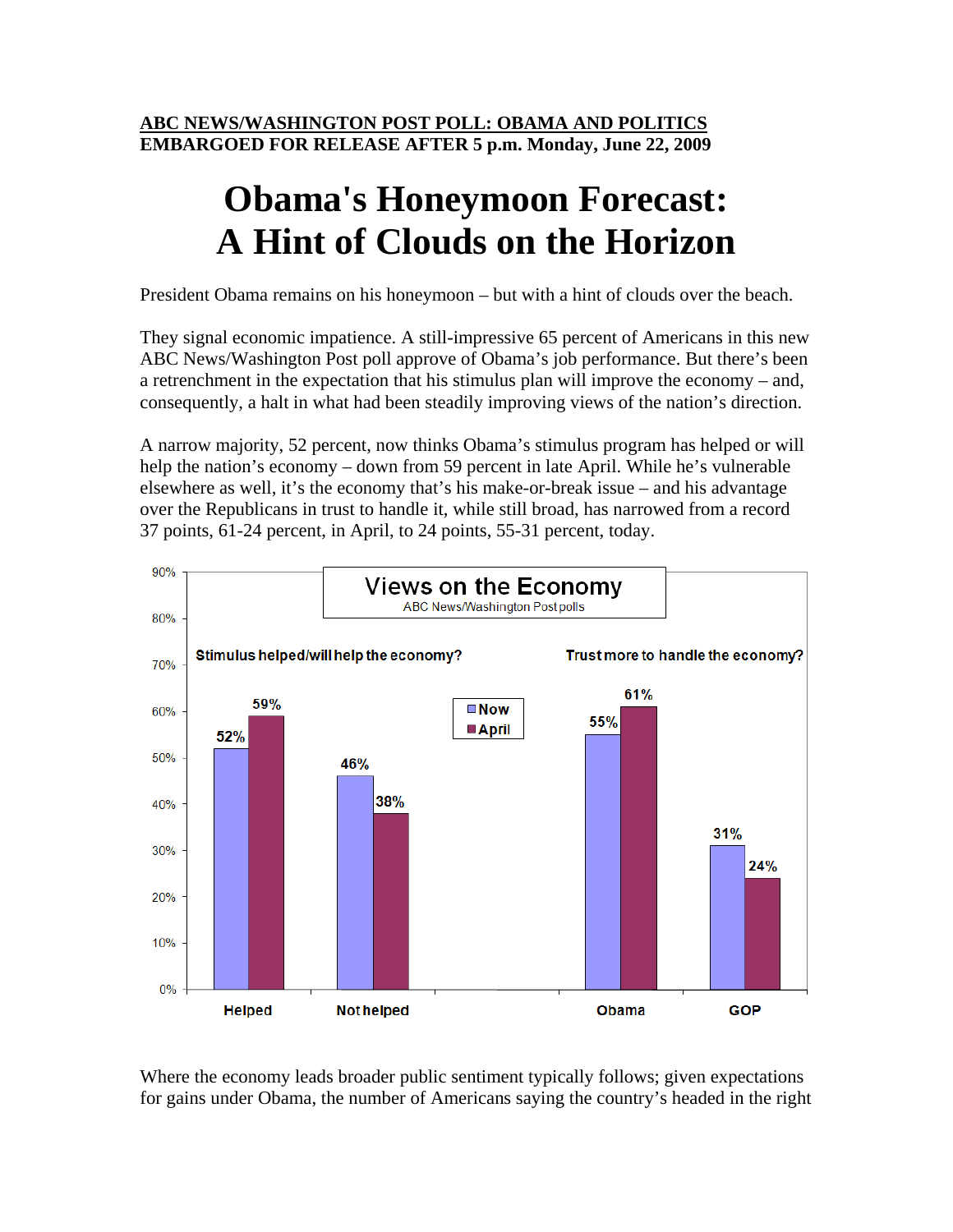**ABC NEWS/WASHINGTON POST POLL: OBAMA AND POLITICS**
**EMBARGOED FOR RELEASE AFTER 5 p.m. Monday, June 22, 2009**

# Obama's Honeymoon Forecast: A Hint of Clouds on the Horizon

President Obama remains on his honeymoon – but with a hint of clouds over the beach.

They signal economic impatience. A still-impressive 65 percent of Americans in this new ABC News/Washington Post poll approve of Obama's job performance. But there's been a retrenchment in the expectation that his stimulus plan will improve the economy – and, consequently, a halt in what had been steadily improving views of the nation's direction.

A narrow majority, 52 percent, now thinks Obama's stimulus program has helped or will help the nation's economy – down from 59 percent in late April. While he's vulnerable elsewhere as well, it's the economy that's his make-or-break issue – and his advantage over the Republicans in trust to handle it, while still broad, has narrowed from a record 37 points, 61-24 percent, in April, to 24 points, 55-31 percent, today.

**Views on the Economy**
ABC News/Washington Post polls

| | Now | April |
|---|---|---|
| **Stimulus helped/will help the economy?** | | |
| Helped | 52% | 59% |
| Not helped | 46% | 38% |
| **Trust more to handle the economy?** | | |
| Obama | 55% | 61% |
| GOP | 31% | 24% |

Where the economy leads broader public sentiment typically follows; given expectations for gains under Obama, the number of Americans saying the country's headed in the right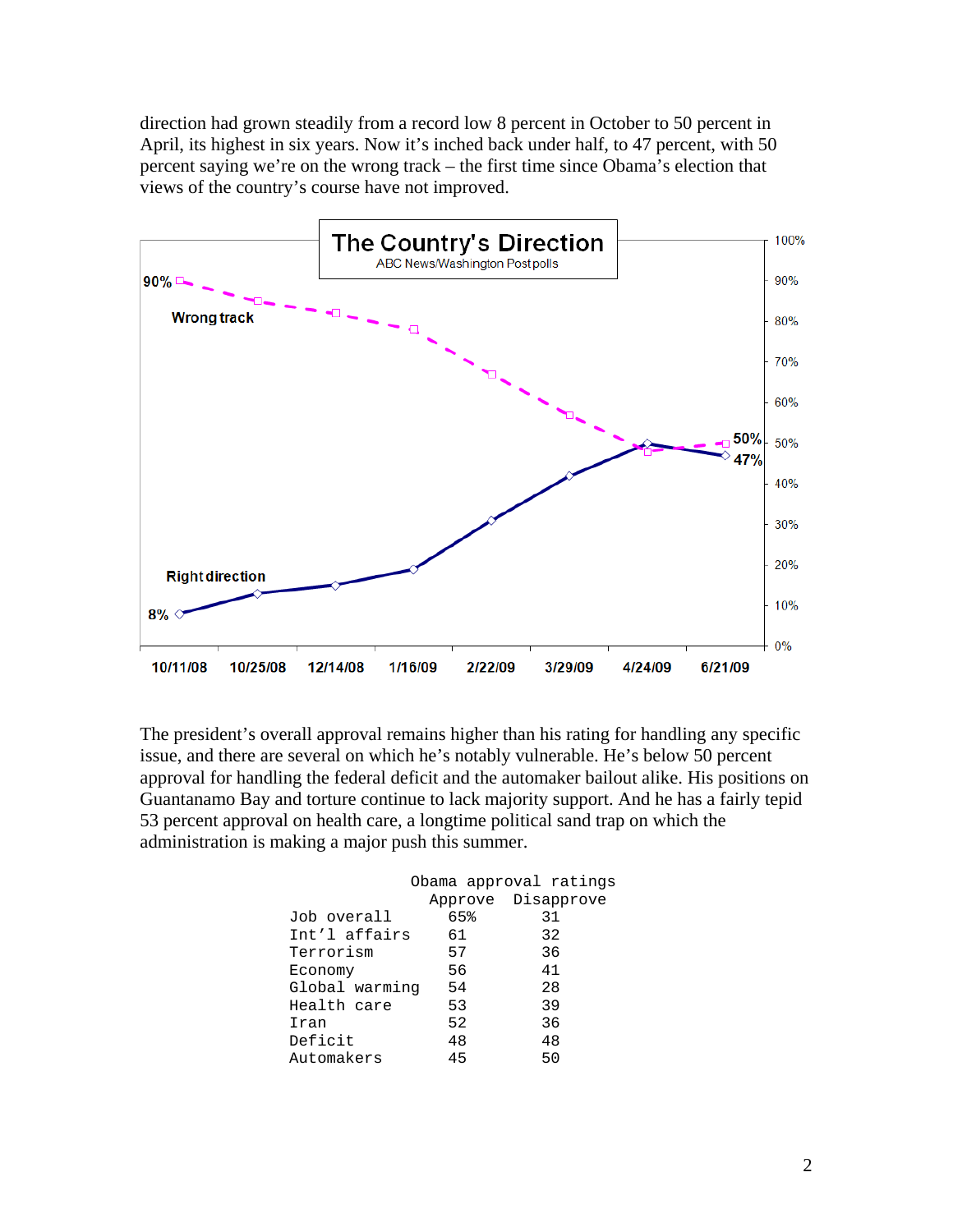direction had grown steadily from a record low 8 percent in October to 50 percent in April, its highest in six years. Now it's inched back under half, to 47 percent, with 50 percent saying we're on the wrong track – the first time since Obama's election that views of the country's course have not improved.

The Country's Direction
ABC News/Washington Post polls

The president's overall approval remains higher than his rating for handling any specific issue, and there are several on which he's notably vulnerable. He's below 50 percent approval for handling the federal deficit and the automaker bailout alike. His positions on Guantanamo Bay and torture continue to lack majority support. And he has a fairly tepid 53 percent approval on health care, a longtime political sand trap on which the administration is making a major push this summer.

Obama approval ratings

| | Approve | Disapprove |
|---|---|---|
| Job overall | 65% | 31 |
| Int'l affairs | 61 | 32 |
| Terrorism | 57 | 36 |
| Economy | 56 | 41 |
| Global warming | 54 | 28 |
| Health care | 53 | 39 |
| Iran | 52 | 36 |
| Deficit | 48 | 48 |
| Automakers | 45 | 50 |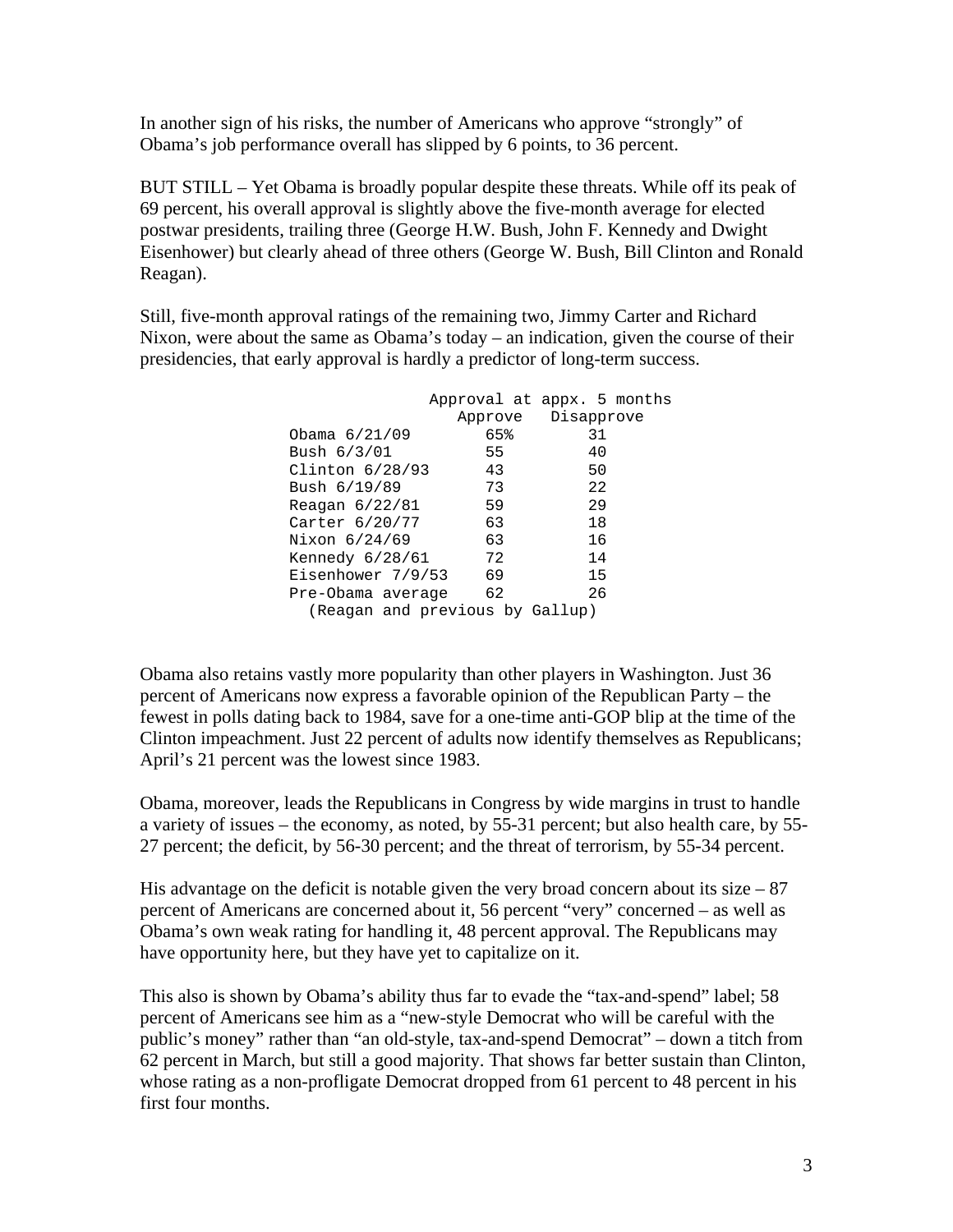In another sign of his risks, the number of Americans who approve "strongly" of Obama's job performance overall has slipped by 6 points, to 36 percent.

BUT STILL – Yet Obama is broadly popular despite these threats. While off its peak of 69 percent, his overall approval is slightly above the five-month average for elected postwar presidents, trailing three (George H.W. Bush, John F. Kennedy and Dwight Eisenhower) but clearly ahead of three others (George W. Bush, Bill Clinton and Ronald Reagan).

Still, five-month approval ratings of the remaining two, Jimmy Carter and Richard Nixon, were about the same as Obama's today – an indication, given the course of their presidencies, that early approval is hardly a predictor of long-term success.

| | Approval at appx. 5 months | |
|---|---|---|
| | Approve | Disapprove |
| Obama 6/21/09 | 65% | 31 |
| Bush 6/3/01 | 55 | 40 |
| Clinton 6/28/93 | 43 | 50 |
| Bush 6/19/89 | 73 | 22 |
| Reagan 6/22/81 | 59 | 29 |
| Carter 6/20/77 | 63 | 18 |
| Nixon 6/24/69 | 63 | 16 |
| Kennedy 6/28/61 | 72 | 14 |
| Eisenhower 7/9/53 | 69 | 15 |
| Pre-Obama average | 62 | 26 |

(Reagan and previous by Gallup)

Obama also retains vastly more popularity than other players in Washington. Just 36 percent of Americans now express a favorable opinion of the Republican Party – the fewest in polls dating back to 1984, save for a one-time anti-GOP blip at the time of the Clinton impeachment. Just 22 percent of adults now identify themselves as Republicans; April's 21 percent was the lowest since 1983.

Obama, moreover, leads the Republicans in Congress by wide margins in trust to handle a variety of issues – the economy, as noted, by 55-31 percent; but also health care, by 55-27 percent; the deficit, by 56-30 percent; and the threat of terrorism, by 55-34 percent.

His advantage on the deficit is notable given the very broad concern about its size – 87 percent of Americans are concerned about it, 56 percent "very" concerned – as well as Obama's own weak rating for handling it, 48 percent approval. The Republicans may have opportunity here, but they have yet to capitalize on it.

This also is shown by Obama's ability thus far to evade the "tax-and-spend" label; 58 percent of Americans see him as a "new-style Democrat who will be careful with the public's money" rather than "an old-style, tax-and-spend Democrat" – down a titch from 62 percent in March, but still a good majority. That shows far better sustain than Clinton, whose rating as a non-profligate Democrat dropped from 61 percent to 48 percent in his first four months.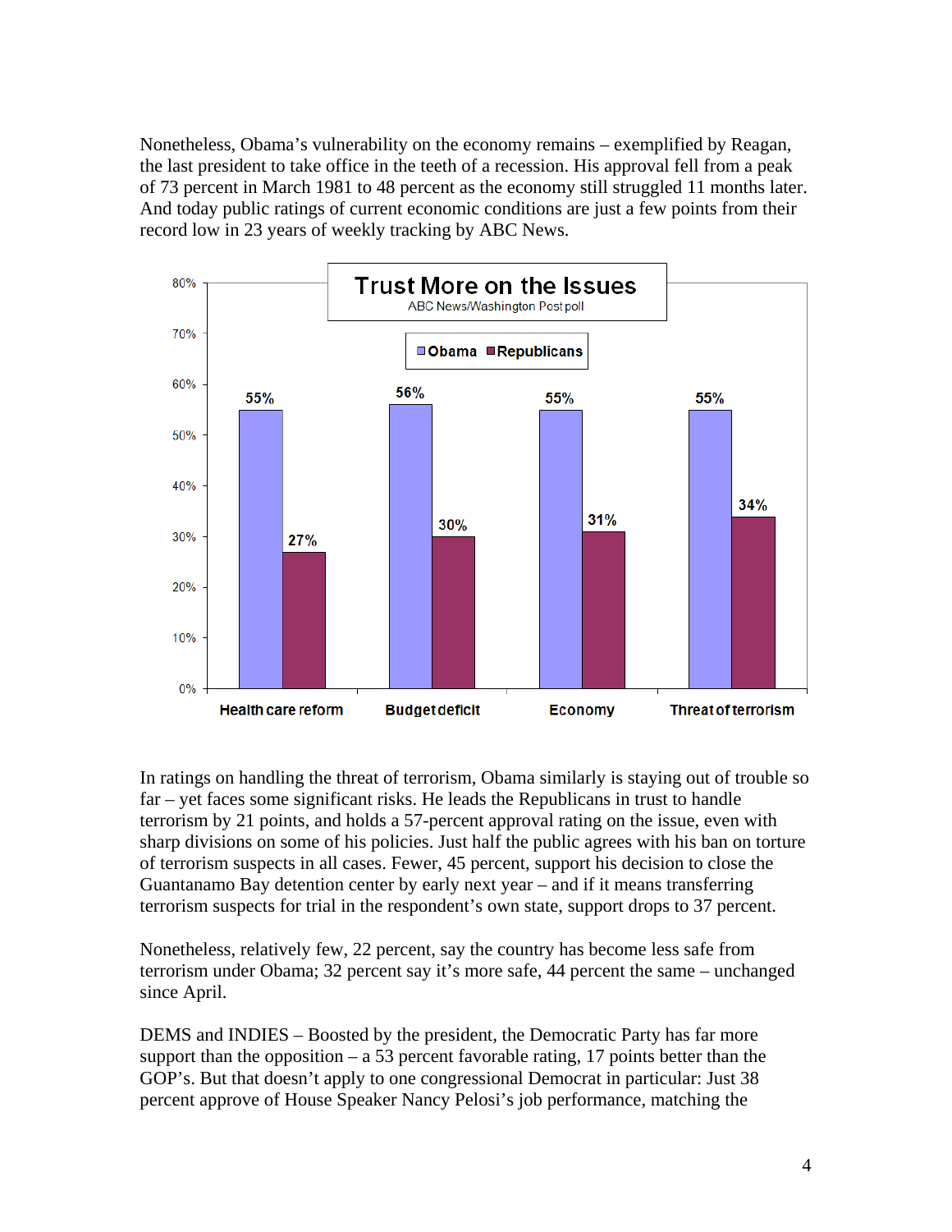Nonetheless, Obama's vulnerability on the economy remains – exemplified by Reagan, the last president to take office in the teeth of a recession. His approval fell from a peak of 73 percent in March 1981 to 48 percent as the economy still struggled 11 months later. And today public ratings of current economic conditions are just a few points from their record low in 23 years of weekly tracking by ABC News.

**Trust More on the Issues**
ABC News/Washington Post poll

| | Obama | Republicans |
|---|---|---|
| Health care reform | 55% | 27% |
| Budget deficit | 56% | 30% |
| Economy | 55% | 31% |
| Threat of terrorism | 55% | 34% |

In ratings on handling the threat of terrorism, Obama similarly is staying out of trouble so far – yet faces some significant risks. He leads the Republicans in trust to handle terrorism by 21 points, and holds a 57-percent approval rating on the issue, even with sharp divisions on some of his policies. Just half the public agrees with his ban on torture of terrorism suspects in all cases. Fewer, 45 percent, support his decision to close the Guantanamo Bay detention center by early next year – and if it means transferring terrorism suspects for trial in the respondent's own state, support drops to 37 percent.

Nonetheless, relatively few, 22 percent, say the country has become less safe from terrorism under Obama; 32 percent say it's more safe, 44 percent the same – unchanged since April.

DEMS and INDIES – Boosted by the president, the Democratic Party has far more support than the opposition – a 53 percent favorable rating, 17 points better than the GOP's. But that doesn't apply to one congressional Democrat in particular: Just 38 percent approve of House Speaker Nancy Pelosi's job performance, matching the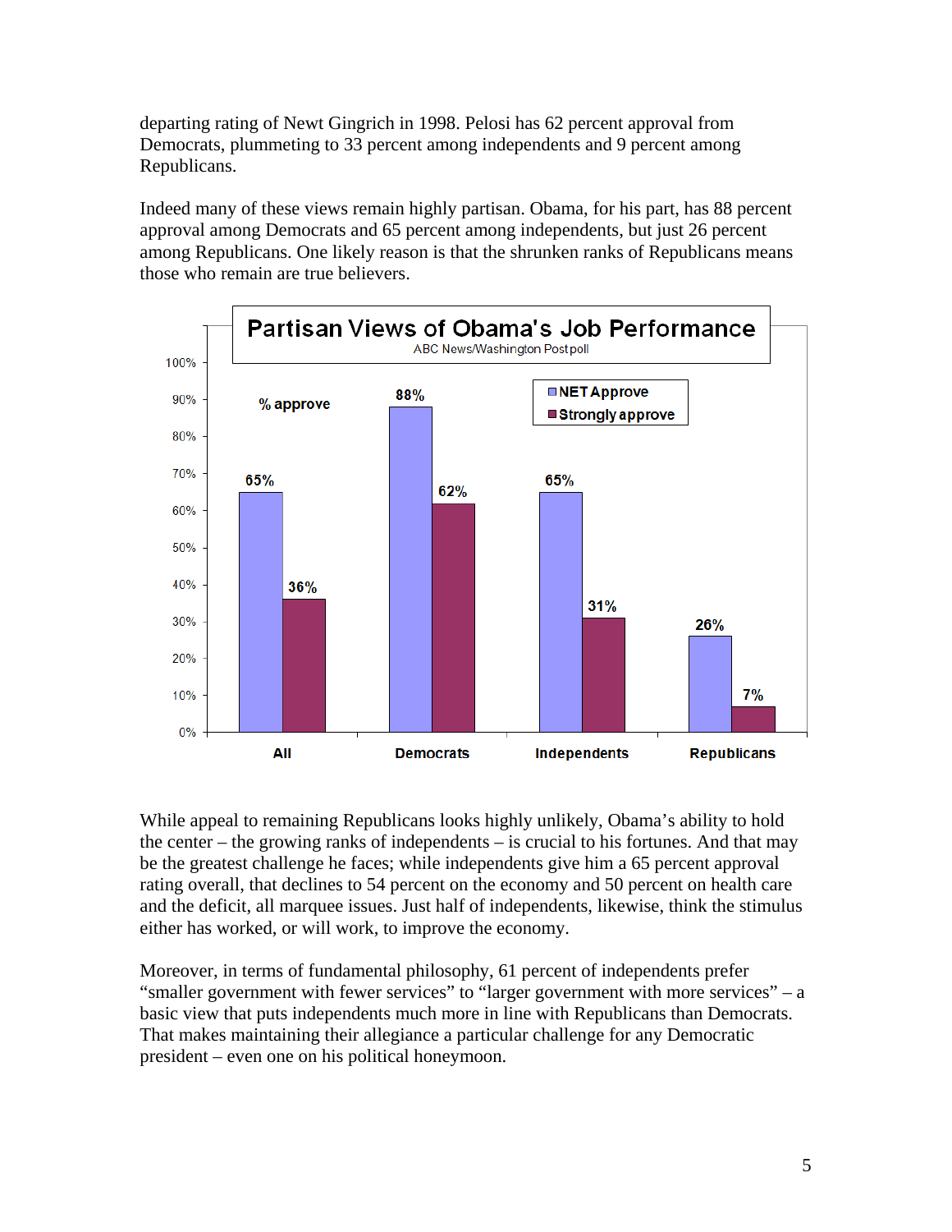departing rating of Newt Gingrich in 1998. Pelosi has 62 percent approval from Democrats, plummeting to 33 percent among independents and 9 percent among Republicans.

Indeed many of these views remain highly partisan. Obama, for his part, has 88 percent approval among Democrats and 65 percent among independents, but just 26 percent among Republicans. One likely reason is that the shrunken ranks of Republicans means those who remain are true believers.

**Partisan Views of Obama's Job Performance**

ABC News/Washington Post poll

% approve

| | NET Approve | Strongly approve |
|---|---|---|
| All | 65% | 36% |
| Democrats | 88% | 62% |
| Independents | 65% | 31% |
| Republicans | 26% | 7% |

While appeal to remaining Republicans looks highly unlikely, Obama's ability to hold the center – the growing ranks of independents – is crucial to his fortunes. And that may be the greatest challenge he faces; while independents give him a 65 percent approval rating overall, that declines to 54 percent on the economy and 50 percent on health care and the deficit, all marquee issues. Just half of independents, likewise, think the stimulus either has worked, or will work, to improve the economy.

Moreover, in terms of fundamental philosophy, 61 percent of independents prefer "smaller government with fewer services" to "larger government with more services" – a basic view that puts independents much more in line with Republicans than Democrats. That makes maintaining their allegiance a particular challenge for any Democratic president – even one on his political honeymoon.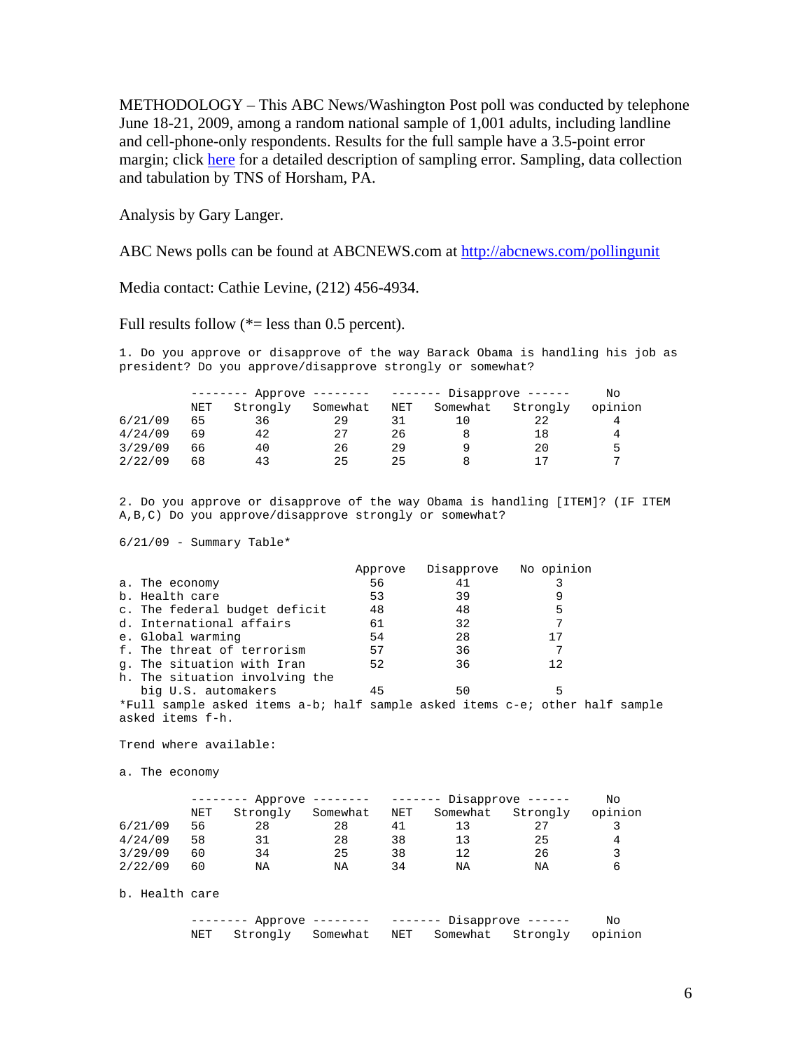METHODOLOGY – This ABC News/Washington Post poll was conducted by telephone June 18-21, 2009, among a random national sample of 1,001 adults, including landline and cell-phone-only respondents. Results for the full sample have a 3.5-point error margin; click here for a detailed description of sampling error. Sampling, data collection and tabulation by TNS of Horsham, PA.

Analysis by Gary Langer.

ABC News polls can be found at ABCNEWS.com at http://abcnews.com/pollingunit

Media contact: Cathie Levine, (212) 456-4934.

Full results follow (*= less than 0.5 percent).

1. Do you approve or disapprove of the way Barack Obama is handling his job as president? Do you approve/disapprove strongly or somewhat?

| | Approve | | | Disapprove | | | No |
|---|---|---|---|---|---|---|---|
| | NET | Strongly | Somewhat | NET | Somewhat | Strongly | opinion |
| 6/21/09 | 65 | 36 | 29 | 31 | 10 | 22 | 4 |
| 4/24/09 | 69 | 42 | 27 | 26 | 8 | 18 | 4 |
| 3/29/09 | 66 | 40 | 26 | 29 | 9 | 20 | 5 |
| 2/22/09 | 68 | 43 | 25 | 25 | 8 | 17 | 7 |

2. Do you approve or disapprove of the way Obama is handling [ITEM]? (IF ITEM A,B,C) Do you approve/disapprove strongly or somewhat?

6/21/09 - Summary Table*

| | Approve | Disapprove | No opinion |
|---|---|---|---|
| a. The economy | 56 | 41 | 3 |
| b. Health care | 53 | 39 | 9 |
| c. The federal budget deficit | 48 | 48 | 5 |
| d. International affairs | 61 | 32 | 7 |
| e. Global warming | 54 | 28 | 17 |
| f. The threat of terrorism | 57 | 36 | 7 |
| g. The situation with Iran | 52 | 36 | 12 |
| h. The situation involving the big U.S. automakers | 45 | 50 | 5 |

*Full sample asked items a-b; half sample asked items c-e; other half sample asked items f-h.

Trend where available:

a. The economy

| | Approve | | | Disapprove | | | No |
|---|---|---|---|---|---|---|---|
| | NET | Strongly | Somewhat | NET | Somewhat | Strongly | opinion |
| 6/21/09 | 56 | 28 | 28 | 41 | 13 | 27 | 3 |
| 4/24/09 | 58 | 31 | 28 | 38 | 13 | 25 | 4 |
| 3/29/09 | 60 | 34 | 25 | 38 | 12 | 26 | 3 |
| 2/22/09 | 60 | NA | NA | 34 | NA | NA | 6 |

b. Health care

| | Approve | | | Disapprove | | | No |
|---|---|---|---|---|---|---|---|
| | NET | Strongly | Somewhat | NET | Somewhat | Strongly | opinion |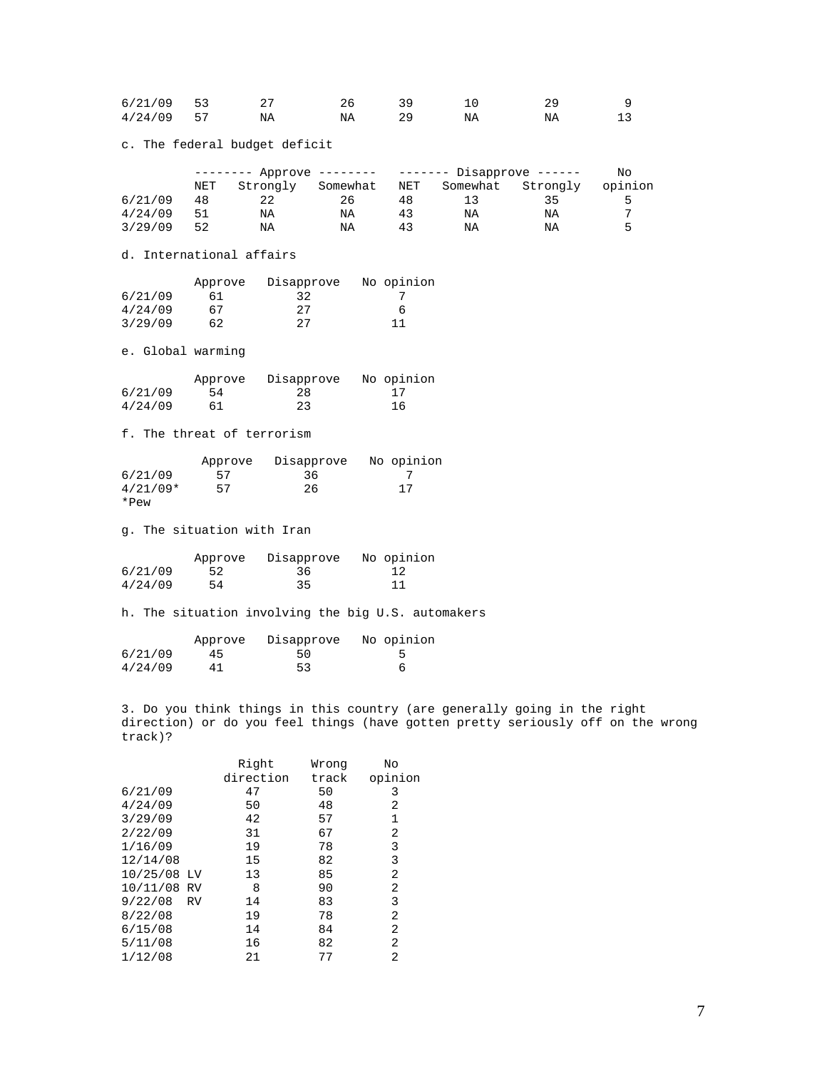| | | | | | | | |
|---|---|---|---|---|---|---|---|
| 6/21/09 | 53 | 27 | 26 | 39 | 10 | 29 | 9 |
| 4/24/09 | 57 | NA | NA | 29 | NA | NA | 13 |

c. The federal budget deficit

| | -------- Approve -------- | | | ------- Disapprove ------ | | | No |
|---|---|---|---|---|---|---|---|
| | NET | Strongly | Somewhat | NET | Somewhat | Strongly | opinion |
| 6/21/09 | 48 | 22 | 26 | 48 | 13 | 35 | 5 |
| 4/24/09 | 51 | NA | NA | 43 | NA | NA | 7 |
| 3/29/09 | 52 | NA | NA | 43 | NA | NA | 5 |

d. International affairs

| | Approve | Disapprove | No opinion |
|---|---|---|---|
| 6/21/09 | 61 | 32 | 7 |
| 4/24/09 | 67 | 27 | 6 |
| 3/29/09 | 62 | 27 | 11 |

e. Global warming

| | Approve | Disapprove | No opinion |
|---|---|---|---|
| 6/21/09 | 54 | 28 | 17 |
| 4/24/09 | 61 | 23 | 16 |

f. The threat of terrorism

| | Approve | Disapprove | No opinion |
|---|---|---|---|
| 6/21/09 | 57 | 36 | 7 |
| 4/21/09* | 57 | 26 | 17 |

*Pew

g. The situation with Iran

| | Approve | Disapprove | No opinion |
|---|---|---|---|
| 6/21/09 | 52 | 36 | 12 |
| 4/24/09 | 54 | 35 | 11 |

h. The situation involving the big U.S. automakers

| | Approve | Disapprove | No opinion |
|---|---|---|---|
| 6/21/09 | 45 | 50 | 5 |
| 4/24/09 | 41 | 53 | 6 |

3. Do you think things in this country (are generally going in the right direction) or do you feel things (have gotten pretty seriously off on the wrong track)?

| | Right direction | Wrong track | No opinion |
|---|---|---|---|
| 6/21/09 | 47 | 50 | 3 |
| 4/24/09 | 50 | 48 | 2 |
| 3/29/09 | 42 | 57 | 1 |
| 2/22/09 | 31 | 67 | 2 |
| 1/16/09 | 19 | 78 | 3 |
| 12/14/08 | 15 | 82 | 3 |
| 10/25/08 LV | 13 | 85 | 2 |
| 10/11/08 RV | 8 | 90 | 2 |
| 9/22/08 RV | 14 | 83 | 3 |
| 8/22/08 | 19 | 78 | 2 |
| 6/15/08 | 14 | 84 | 2 |
| 5/11/08 | 16 | 82 | 2 |
| 1/12/08 | 21 | 77 | 2 |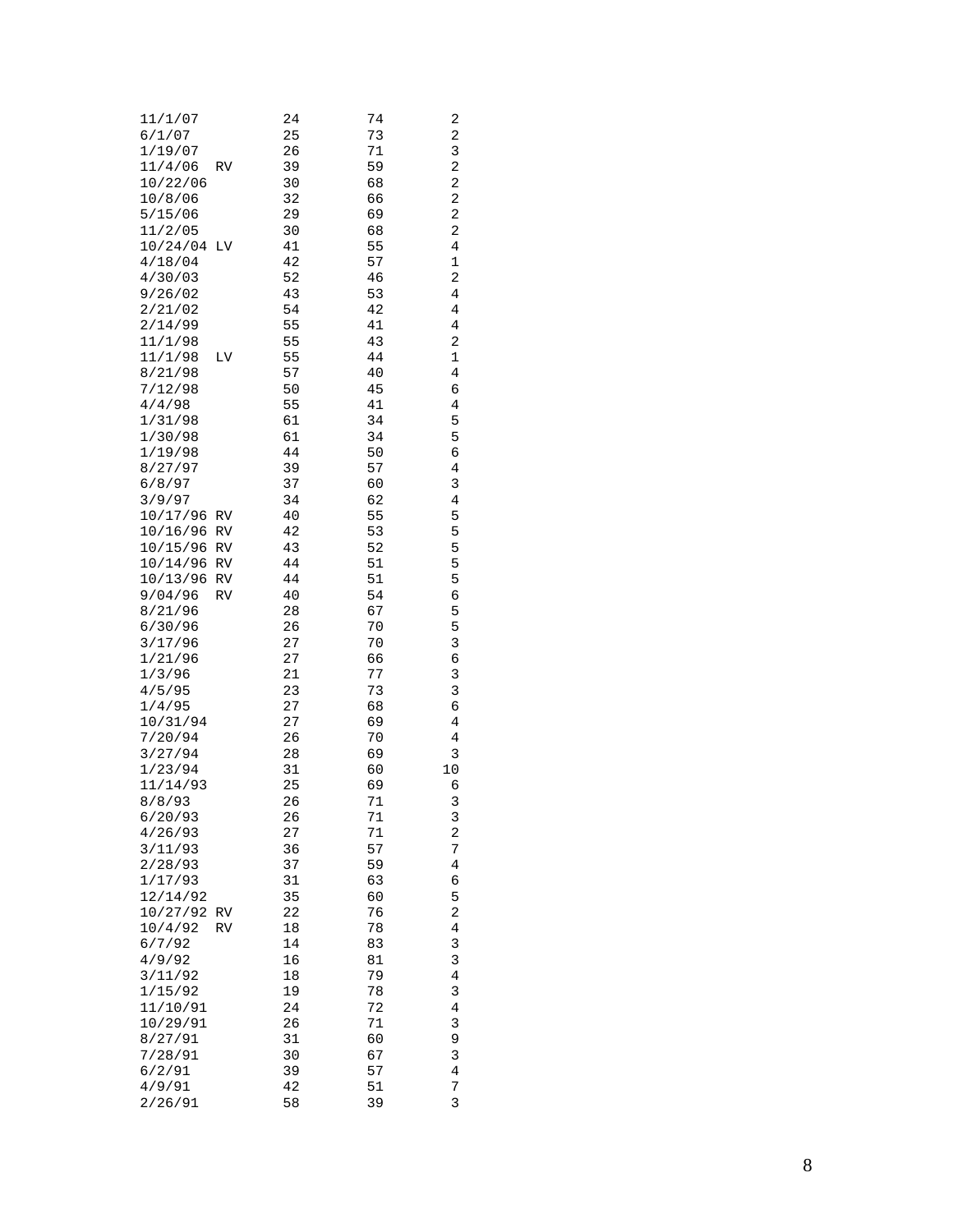| | | | | |
|---|---|---|---|---|
| 11/1/07 | | 24 | 74 | 2 |
| 6/1/07 | | 25 | 73 | 2 |
| 1/19/07 | | 26 | 71 | 3 |
| 11/4/06 | RV | 39 | 59 | 2 |
| 10/22/06 | | 30 | 68 | 2 |
| 10/8/06 | | 32 | 66 | 2 |
| 5/15/06 | | 29 | 69 | 2 |
| 11/2/05 | | 30 | 68 | 2 |
| 10/24/04 | LV | 41 | 55 | 4 |
| 4/18/04 | | 42 | 57 | 1 |
| 4/30/03 | | 52 | 46 | 2 |
| 9/26/02 | | 43 | 53 | 4 |
| 2/21/02 | | 54 | 42 | 4 |
| 2/14/99 | | 55 | 41 | 4 |
| 11/1/98 | | 55 | 43 | 2 |
| 11/1/98 | LV | 55 | 44 | 1 |
| 8/21/98 | | 57 | 40 | 4 |
| 7/12/98 | | 50 | 45 | 6 |
| 4/4/98 | | 55 | 41 | 4 |
| 1/31/98 | | 61 | 34 | 5 |
| 1/30/98 | | 61 | 34 | 5 |
| 1/19/98 | | 44 | 50 | 6 |
| 8/27/97 | | 39 | 57 | 4 |
| 6/8/97 | | 37 | 60 | 3 |
| 3/9/97 | | 34 | 62 | 4 |
| 10/17/96 | RV | 40 | 55 | 5 |
| 10/16/96 | RV | 42 | 53 | 5 |
| 10/15/96 | RV | 43 | 52 | 5 |
| 10/14/96 | RV | 44 | 51 | 5 |
| 10/13/96 | RV | 44 | 51 | 5 |
| 9/04/96 | RV | 40 | 54 | 6 |
| 8/21/96 | | 28 | 67 | 5 |
| 6/30/96 | | 26 | 70 | 5 |
| 3/17/96 | | 27 | 70 | 3 |
| 1/21/96 | | 27 | 66 | 6 |
| 1/3/96 | | 21 | 77 | 3 |
| 4/5/95 | | 23 | 73 | 3 |
| 1/4/95 | | 27 | 68 | 6 |
| 10/31/94 | | 27 | 69 | 4 |
| 7/20/94 | | 26 | 70 | 4 |
| 3/27/94 | | 28 | 69 | 3 |
| 1/23/94 | | 31 | 60 | 10 |
| 11/14/93 | | 25 | 69 | 6 |
| 8/8/93 | | 26 | 71 | 3 |
| 6/20/93 | | 26 | 71 | 3 |
| 4/26/93 | | 27 | 71 | 2 |
| 3/11/93 | | 36 | 57 | 7 |
| 2/28/93 | | 37 | 59 | 4 |
| 1/17/93 | | 31 | 63 | 6 |
| 12/14/92 | | 35 | 60 | 5 |
| 10/27/92 | RV | 22 | 76 | 2 |
| 10/4/92 | RV | 18 | 78 | 4 |
| 6/7/92 | | 14 | 83 | 3 |
| 4/9/92 | | 16 | 81 | 3 |
| 3/11/92 | | 18 | 79 | 4 |
| 1/15/92 | | 19 | 78 | 3 |
| 11/10/91 | | 24 | 72 | 4 |
| 10/29/91 | | 26 | 71 | 3 |
| 8/27/91 | | 31 | 60 | 9 |
| 7/28/91 | | 30 | 67 | 3 |
| 6/2/91 | | 39 | 57 | 4 |
| 4/9/91 | | 42 | 51 | 7 |
| 2/26/91 | | 58 | 39 | 3 |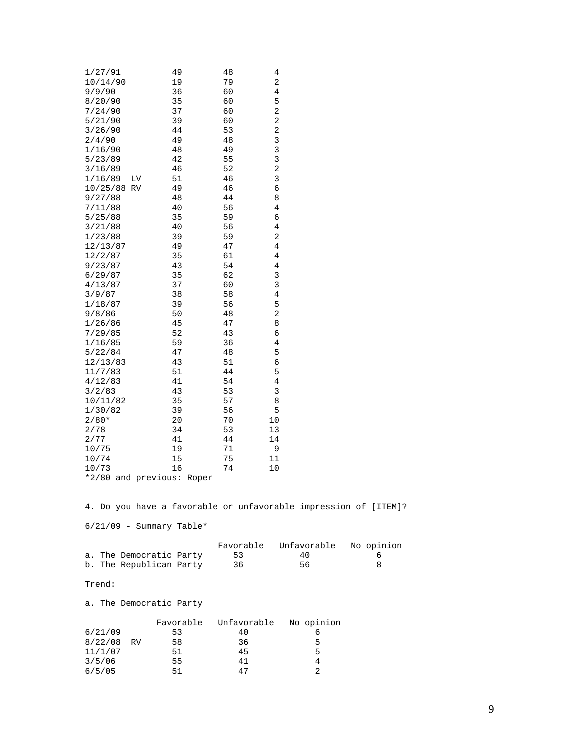| | | | |
|---|---|---|---|
| 1/27/91 | 49 | 48 | 4 |
| 10/14/90 | 19 | 79 | 2 |
| 9/9/90 | 36 | 60 | 4 |
| 8/20/90 | 35 | 60 | 5 |
| 7/24/90 | 37 | 60 | 2 |
| 5/21/90 | 39 | 60 | 2 |
| 3/26/90 | 44 | 53 | 2 |
| 2/4/90 | 49 | 48 | 3 |
| 1/16/90 | 48 | 49 | 3 |
| 5/23/89 | 42 | 55 | 3 |
| 3/16/89 | 46 | 52 | 2 |
| 1/16/89 LV | 51 | 46 | 3 |
| 10/25/88 RV | 49 | 46 | 6 |
| 9/27/88 | 48 | 44 | 8 |
| 7/11/88 | 40 | 56 | 4 |
| 5/25/88 | 35 | 59 | 6 |
| 3/21/88 | 40 | 56 | 4 |
| 1/23/88 | 39 | 59 | 2 |
| 12/13/87 | 49 | 47 | 4 |
| 12/2/87 | 35 | 61 | 4 |
| 9/23/87 | 43 | 54 | 4 |
| 6/29/87 | 35 | 62 | 3 |
| 4/13/87 | 37 | 60 | 3 |
| 3/9/87 | 38 | 58 | 4 |
| 1/18/87 | 39 | 56 | 5 |
| 9/8/86 | 50 | 48 | 2 |
| 1/26/86 | 45 | 47 | 8 |
| 7/29/85 | 52 | 43 | 6 |
| 1/16/85 | 59 | 36 | 4 |
| 5/22/84 | 47 | 48 | 5 |
| 12/13/83 | 43 | 51 | 6 |
| 11/7/83 | 51 | 44 | 5 |
| 4/12/83 | 41 | 54 | 4 |
| 3/2/83 | 43 | 53 | 3 |
| 10/11/82 | 35 | 57 | 8 |
| 1/30/82 | 39 | 56 | 5 |
| 2/80* | 20 | 70 | 10 |
| 2/78 | 34 | 53 | 13 |
| 2/77 | 41 | 44 | 14 |
| 10/75 | 19 | 71 | 9 |
| 10/74 | 15 | 75 | 11 |
| 10/73 | 16 | 74 | 10 |

*2/80 and previous: Roper

4. Do you have a favorable or unfavorable impression of [ITEM]?

6/21/09 - Summary Table*

| | Favorable | Unfavorable | No opinion |
|---|---|---|---|
| a. The Democratic Party | 53 | 40 | 6 |
| b. The Republican Party | 36 | 56 | 8 |

Trend:

a. The Democratic Party

| | Favorable | Unfavorable | No opinion |
|---|---|---|---|
| 6/21/09 | 53 | 40 | 6 |
| 8/22/08 RV | 58 | 36 | 5 |
| 11/1/07 | 51 | 45 | 5 |
| 3/5/06 | 55 | 41 | 4 |
| 6/5/05 | 51 | 47 | 2 |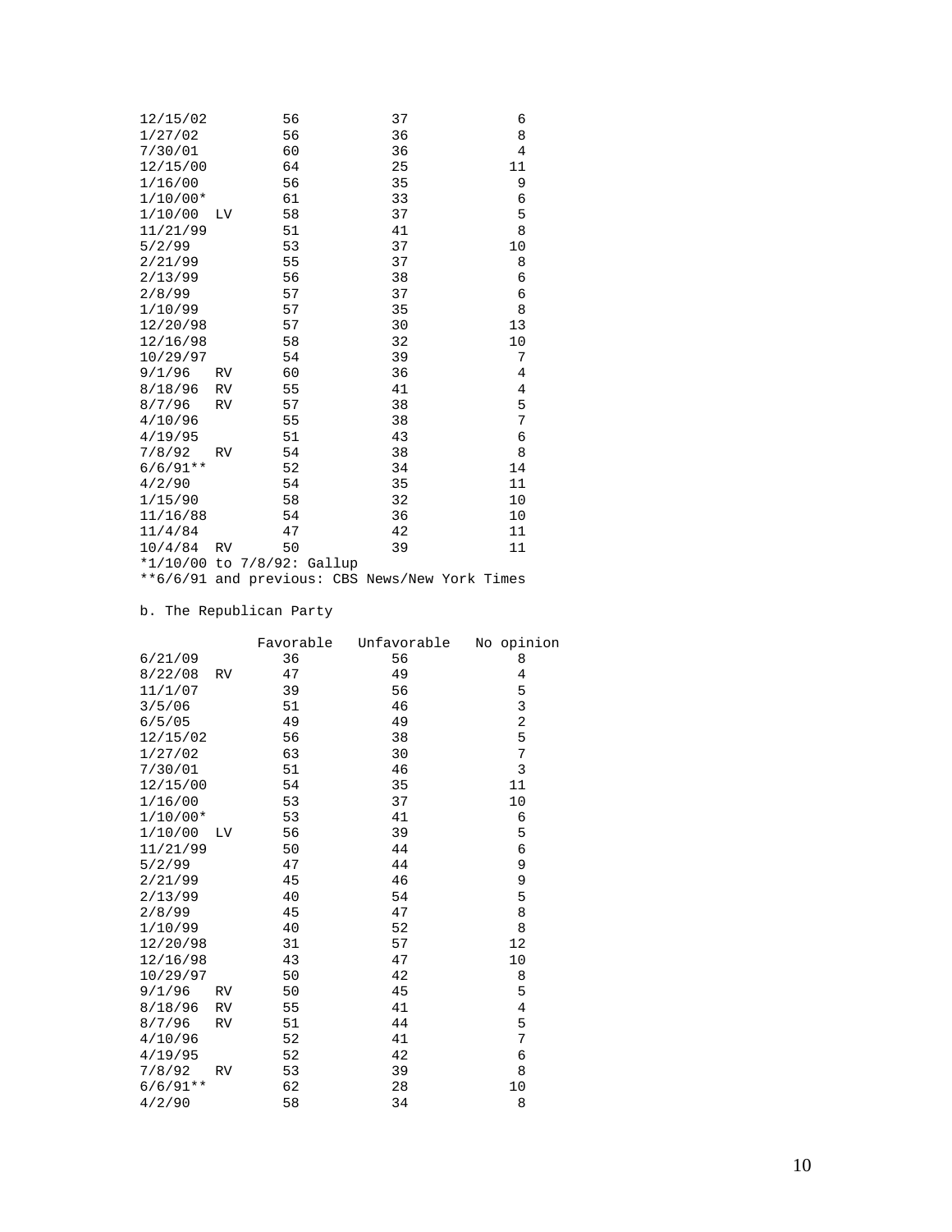| | Favorable | Unfavorable | No opinion |
|---|---|---|---|
| 12/15/02 | 56 | 37 | 6 |
| 1/27/02 | 56 | 36 | 8 |
| 7/30/01 | 60 | 36 | 4 |
| 12/15/00 | 64 | 25 | 11 |
| 1/16/00 | 56 | 35 | 9 |
| 1/10/00* | 61 | 33 | 6 |
| 1/10/00 LV | 58 | 37 | 5 |
| 11/21/99 | 51 | 41 | 8 |
| 5/2/99 | 53 | 37 | 10 |
| 2/21/99 | 55 | 37 | 8 |
| 2/13/99 | 56 | 38 | 6 |
| 2/8/99 | 57 | 37 | 6 |
| 1/10/99 | 57 | 35 | 8 |
| 12/20/98 | 57 | 30 | 13 |
| 12/16/98 | 58 | 32 | 10 |
| 10/29/97 | 54 | 39 | 7 |
| 9/1/96 RV | 60 | 36 | 4 |
| 8/18/96 RV | 55 | 41 | 4 |
| 8/7/96 RV | 57 | 38 | 5 |
| 4/10/96 | 55 | 38 | 7 |
| 4/19/95 | 51 | 43 | 6 |
| 7/8/92 RV | 54 | 38 | 8 |
| 6/6/91** | 52 | 34 | 14 |
| 4/2/90 | 54 | 35 | 11 |
| 1/15/90 | 58 | 32 | 10 |
| 11/16/88 | 54 | 36 | 10 |
| 11/4/84 | 47 | 42 | 11 |
| 10/4/84 RV | 50 | 39 | 11 |

*1/10/00 to 7/8/92: Gallup
**6/6/91 and previous: CBS News/New York Times

b. The Republican Party

| | Favorable | Unfavorable | No opinion |
|---|---|---|---|
| 6/21/09 | 36 | 56 | 8 |
| 8/22/08 RV | 47 | 49 | 4 |
| 11/1/07 | 39 | 56 | 5 |
| 3/5/06 | 51 | 46 | 3 |
| 6/5/05 | 49 | 49 | 2 |
| 12/15/02 | 56 | 38 | 5 |
| 1/27/02 | 63 | 30 | 7 |
| 7/30/01 | 51 | 46 | 3 |
| 12/15/00 | 54 | 35 | 11 |
| 1/16/00 | 53 | 37 | 10 |
| 1/10/00* | 53 | 41 | 6 |
| 1/10/00 LV | 56 | 39 | 5 |
| 11/21/99 | 50 | 44 | 6 |
| 5/2/99 | 47 | 44 | 9 |
| 2/21/99 | 45 | 46 | 9 |
| 2/13/99 | 40 | 54 | 5 |
| 2/8/99 | 45 | 47 | 8 |
| 1/10/99 | 40 | 52 | 8 |
| 12/20/98 | 31 | 57 | 12 |
| 12/16/98 | 43 | 47 | 10 |
| 10/29/97 | 50 | 42 | 8 |
| 9/1/96 RV | 50 | 45 | 5 |
| 8/18/96 RV | 55 | 41 | 4 |
| 8/7/96 RV | 51 | 44 | 5 |
| 4/10/96 | 52 | 41 | 7 |
| 4/19/95 | 52 | 42 | 6 |
| 7/8/92 RV | 53 | 39 | 8 |
| 6/6/91** | 62 | 28 | 10 |
| 4/2/90 | 58 | 34 | 8 |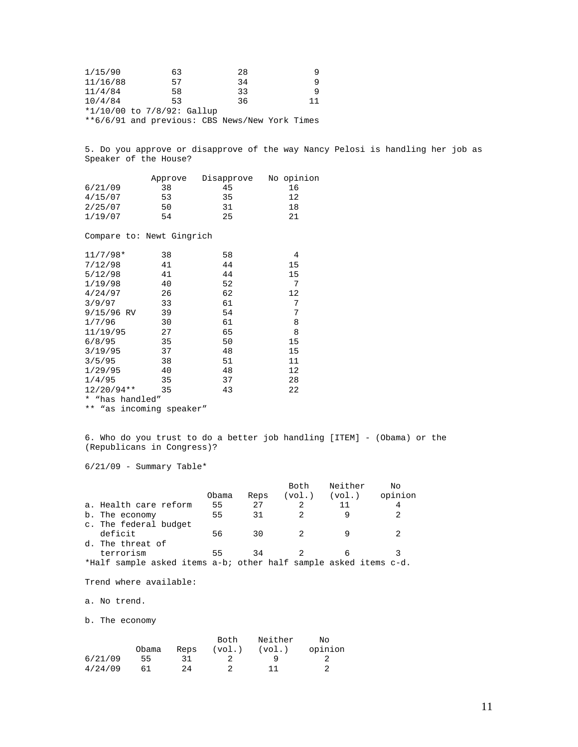| | | | |
|---|---|---|---|
| 1/15/90 | 63 | 28 | 9 |
| 11/16/88 | 57 | 34 | 9 |
| 11/4/84 | 58 | 33 | 9 |
| 10/4/84 | 53 | 36 | 11 |

*1/10/00 to 7/8/92: Gallup
**6/6/91 and previous: CBS News/New York Times

5. Do you approve or disapprove of the way Nancy Pelosi is handling her job as Speaker of the House?

| | Approve | Disapprove | No opinion |
|---|---|---|---|
| 6/21/09 | 38 | 45 | 16 |
| 4/15/07 | 53 | 35 | 12 |
| 2/25/07 | 50 | 31 | 18 |
| 1/19/07 | 54 | 25 | 21 |

Compare to: Newt Gingrich

| | | | |
|---|---|---|---|
| 11/7/98* | 38 | 58 | 4 |
| 7/12/98 | 41 | 44 | 15 |
| 5/12/98 | 41 | 44 | 15 |
| 1/19/98 | 40 | 52 | 7 |
| 4/24/97 | 26 | 62 | 12 |
| 3/9/97 | 33 | 61 | 7 |
| 9/15/96 RV | 39 | 54 | 7 |
| 1/7/96 | 30 | 61 | 8 |
| 11/19/95 | 27 | 65 | 8 |
| 6/8/95 | 35 | 50 | 15 |
| 3/19/95 | 37 | 48 | 15 |
| 3/5/95 | 38 | 51 | 11 |
| 1/29/95 | 40 | 48 | 12 |
| 1/4/95 | 35 | 37 | 28 |
| 12/20/94** | 35 | 43 | 22 |

* "has handled"
** "as incoming speaker"

6. Who do you trust to do a better job handling [ITEM] - (Obama) or the (Republicans in Congress)?

6/21/09 - Summary Table*

| | Obama | Reps | Both (vol.) | Neither (vol.) | No opinion |
|---|---|---|---|---|---|
| a. Health care reform | 55 | 27 | 2 | 11 | 4 |
| b. The economy | 55 | 31 | 2 | 9 | 2 |
| c. The federal budget deficit | 56 | 30 | 2 | 9 | 2 |
| d. The threat of terrorism | 55 | 34 | 2 | 6 | 3 |

*Half sample asked items a-b; other half sample asked items c-d.

Trend where available:

a. No trend.

b. The economy

| | Obama | Reps | Both (vol.) | Neither (vol.) | No opinion |
|---|---|---|---|---|---|
| 6/21/09 | 55 | 31 | 2 | 9 | 2 |
| 4/24/09 | 61 | 24 | 2 | 11 | 2 |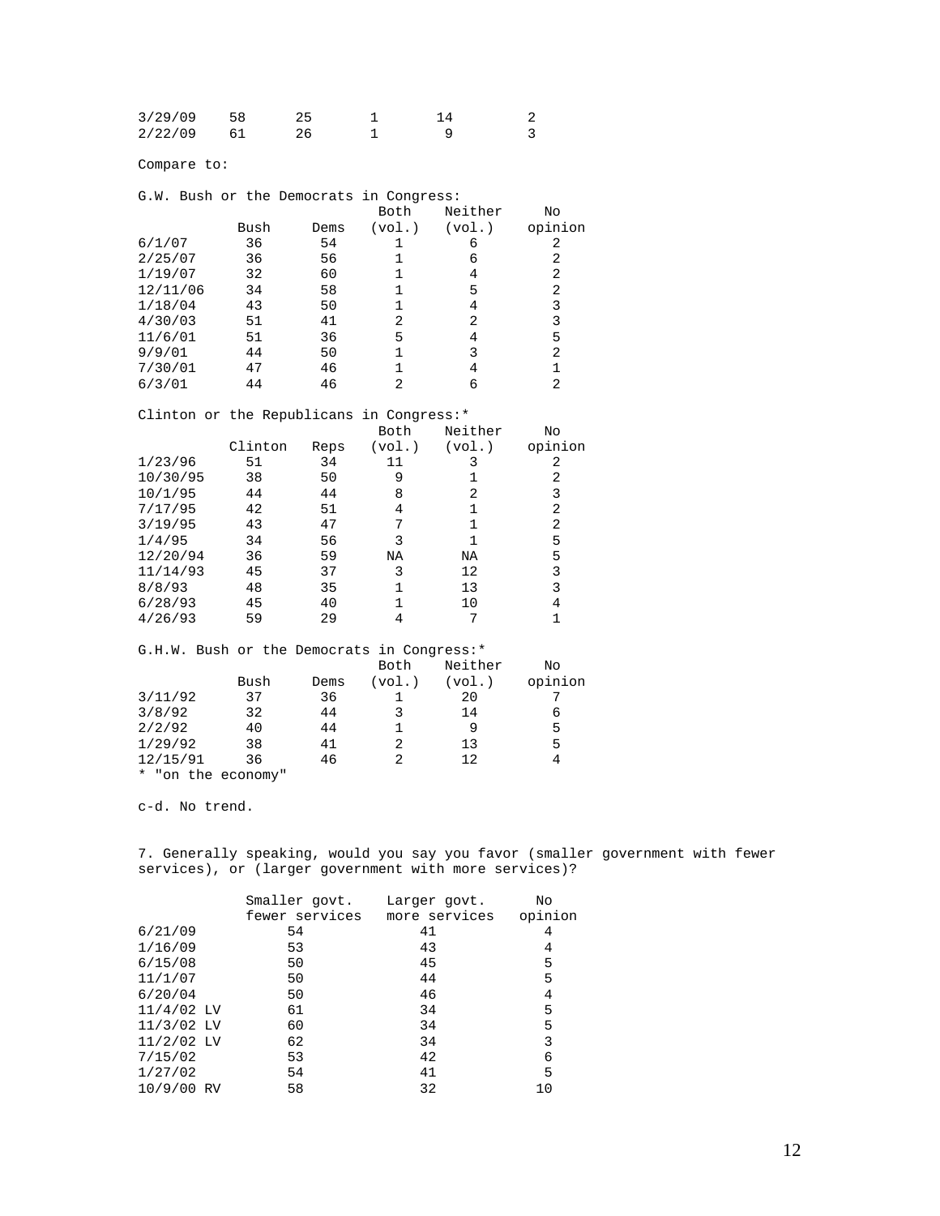| | | | | | |
|---|---|---|---|---|---|
| 3/29/09 | 58 | 25 | 1 | 14 | 2 |
| 2/22/09 | 61 | 26 | 1 | 9 | 3 |

Compare to:

G.W. Bush or the Democrats in Congress:

| | Bush | Dems | Both (vol.) | Neither (vol.) | No opinion |
|---|---|---|---|---|---|
| 6/1/07 | 36 | 54 | 1 | 6 | 2 |
| 2/25/07 | 36 | 56 | 1 | 6 | 2 |
| 1/19/07 | 32 | 60 | 1 | 4 | 2 |
| 12/11/06 | 34 | 58 | 1 | 5 | 2 |
| 1/18/04 | 43 | 50 | 1 | 4 | 3 |
| 4/30/03 | 51 | 41 | 2 | 2 | 3 |
| 11/6/01 | 51 | 36 | 5 | 4 | 5 |
| 9/9/01 | 44 | 50 | 1 | 3 | 2 |
| 7/30/01 | 47 | 46 | 1 | 4 | 1 |
| 6/3/01 | 44 | 46 | 2 | 6 | 2 |

Clinton or the Republicans in Congress:*

| | Clinton | Reps | Both (vol.) | Neither (vol.) | No opinion |
|---|---|---|---|---|---|
| 1/23/96 | 51 | 34 | 11 | 3 | 2 |
| 10/30/95 | 38 | 50 | 9 | 1 | 2 |
| 10/1/95 | 44 | 44 | 8 | 2 | 3 |
| 7/17/95 | 42 | 51 | 4 | 1 | 2 |
| 3/19/95 | 43 | 47 | 7 | 1 | 2 |
| 1/4/95 | 34 | 56 | 3 | 1 | 5 |
| 12/20/94 | 36 | 59 | NA | NA | 5 |
| 11/14/93 | 45 | 37 | 3 | 12 | 3 |
| 8/8/93 | 48 | 35 | 1 | 13 | 3 |
| 6/28/93 | 45 | 40 | 1 | 10 | 4 |
| 4/26/93 | 59 | 29 | 4 | 7 | 1 |

G.H.W. Bush or the Democrats in Congress:*

| | Bush | Dems | Both (vol.) | Neither (vol.) | No opinion |
|---|---|---|---|---|---|
| 3/11/92 | 37 | 36 | 1 | 20 | 7 |
| 3/8/92 | 32 | 44 | 3 | 14 | 6 |
| 2/2/92 | 40 | 44 | 1 | 9 | 5 |
| 1/29/92 | 38 | 41 | 2 | 13 | 5 |
| 12/15/91 | 36 | 46 | 2 | 12 | 4 |

* "on the economy"

c-d. No trend.

7. Generally speaking, would you say you favor (smaller government with fewer services), or (larger government with more services)?

| | Smaller govt. fewer services | Larger govt. more services | No opinion |
|---|---|---|---|
| 6/21/09 | 54 | 41 | 4 |
| 1/16/09 | 53 | 43 | 4 |
| 6/15/08 | 50 | 45 | 5 |
| 11/1/07 | 50 | 44 | 5 |
| 6/20/04 | 50 | 46 | 4 |
| 11/4/02 LV | 61 | 34 | 5 |
| 11/3/02 LV | 60 | 34 | 5 |
| 11/2/02 LV | 62 | 34 | 3 |
| 7/15/02 | 53 | 42 | 6 |
| 1/27/02 | 54 | 41 | 5 |
| 10/9/00 RV | 58 | 32 | 10 |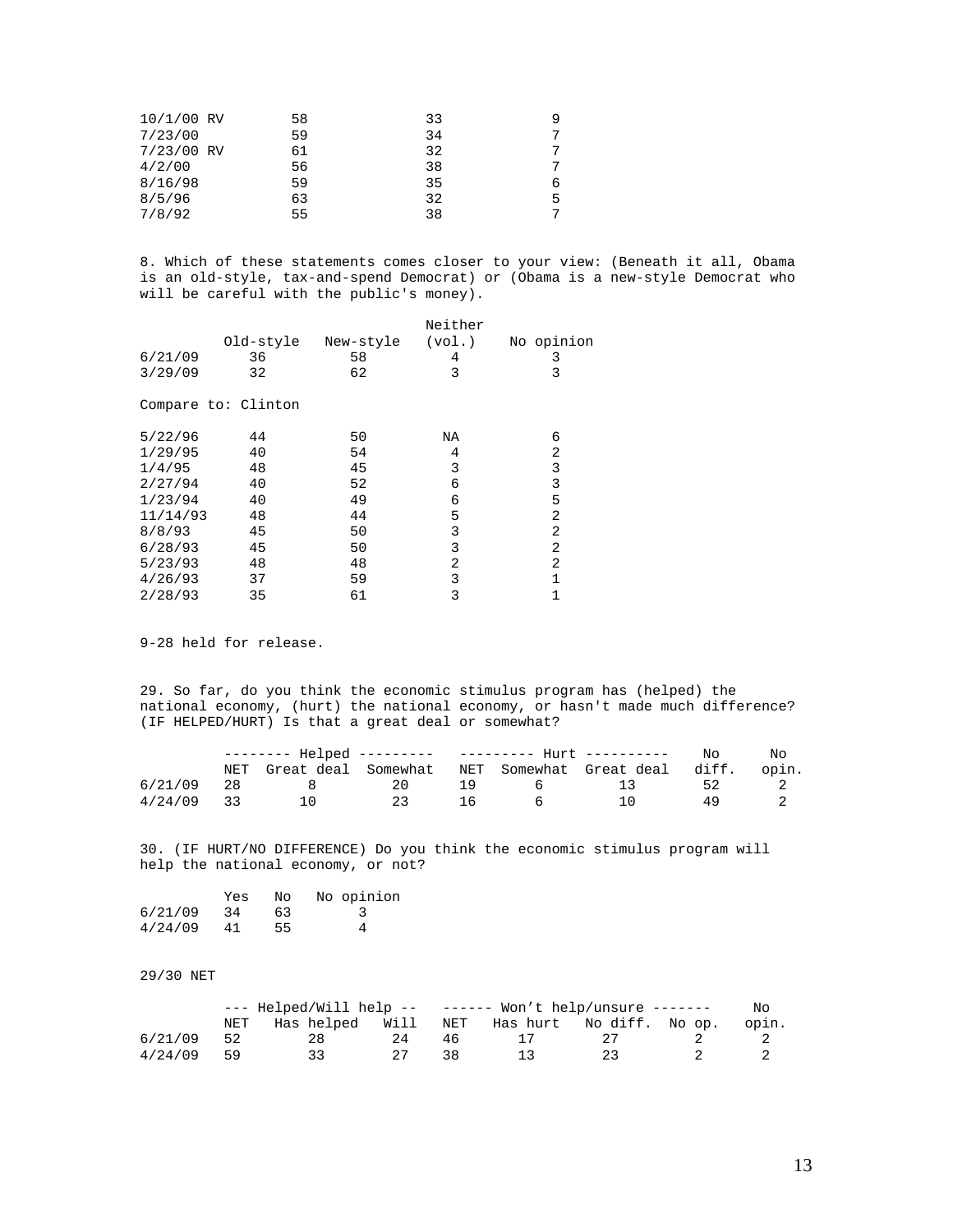| | | | |
|---|---|---|---|
| 10/1/00 RV | 58 | 33 | 9 |
| 7/23/00 | 59 | 34 | 7 |
| 7/23/00 RV | 61 | 32 | 7 |
| 4/2/00 | 56 | 38 | 7 |
| 8/16/98 | 59 | 35 | 6 |
| 8/5/96 | 63 | 32 | 5 |
| 7/8/92 | 55 | 38 | 7 |

8. Which of these statements comes closer to your view: (Beneath it all, Obama is an old-style, tax-and-spend Democrat) or (Obama is a new-style Democrat who will be careful with the public's money).

| | Old-style | New-style | Neither (vol.) | No opinion |
|---|---|---|---|---|
| 6/21/09 | 36 | 58 | 4 | 3 |
| 3/29/09 | 32 | 62 | 3 | 3 |

Compare to: Clinton

| | Old-style | New-style | Neither (vol.) | No opinion |
|---|---|---|---|---|
| 5/22/96 | 44 | 50 | NA | 6 |
| 1/29/95 | 40 | 54 | 4 | 2 |
| 1/4/95 | 48 | 45 | 3 | 3 |
| 2/27/94 | 40 | 52 | 6 | 3 |
| 1/23/94 | 40 | 49 | 6 | 5 |
| 11/14/93 | 48 | 44 | 5 | 2 |
| 8/8/93 | 45 | 50 | 3 | 2 |
| 6/28/93 | 45 | 50 | 3 | 2 |
| 5/23/93 | 48 | 48 | 2 | 2 |
| 4/26/93 | 37 | 59 | 3 | 1 |
| 2/28/93 | 35 | 61 | 3 | 1 |

9-28 held for release.

29. So far, do you think the economic stimulus program has (helped) the national economy, (hurt) the national economy, or hasn't made much difference? (IF HELPED/HURT) Is that a great deal or somewhat?

| | -------- Helped --------- | | | --------- Hurt ---------- | | | No | No |
|---|---|---|---|---|---|---|---|---|
| | NET | Great deal | Somewhat | NET | Somewhat | Great deal | diff. | opin. |
| 6/21/09 | 28 | 8 | 20 | 19 | 6 | 13 | 52 | 2 |
| 4/24/09 | 33 | 10 | 23 | 16 | 6 | 10 | 49 | 2 |

30. (IF HURT/NO DIFFERENCE) Do you think the economic stimulus program will help the national economy, or not?

| | Yes | No | No opinion |
|---|---|---|---|
| 6/21/09 | 34 | 63 | 3 |
| 4/24/09 | 41 | 55 | 4 |

29/30 NET

| | --- Helped/Will help -- | | | ------ Won't help/unsure ------- | | | | No |
|---|---|---|---|---|---|---|---|---|
| | NET | Has helped | Will | NET | Has hurt | No diff. | No op. | opin. |
| 6/21/09 | 52 | 28 | 24 | 46 | 17 | 27 | 2 | 2 |
| 4/24/09 | 59 | 33 | 27 | 38 | 13 | 23 | 2 | 2 |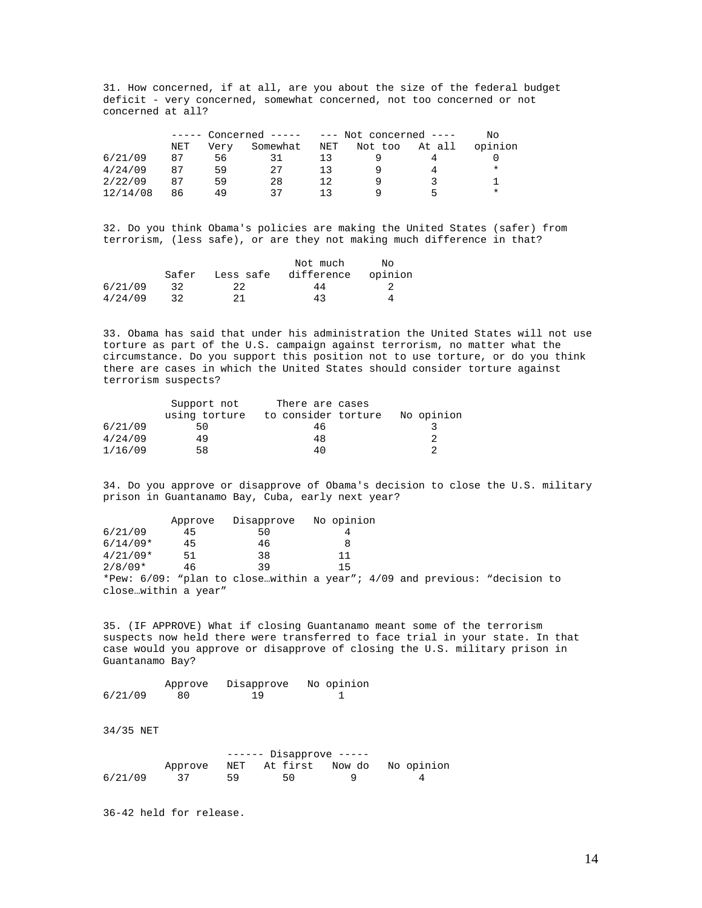31. How concerned, if at all, are you about the size of the federal budget deficit - very concerned, somewhat concerned, not too concerned or not concerned at all?

| | ----- Concerned ----- | | | --- Not concerned ---- | | | No |
|---|---|---|---|---|---|---|---|
| | NET | Very | Somewhat | NET | Not too | At all | opinion |
| 6/21/09 | 87 | 56 | 31 | 13 | 9 | 4 | 0 |
| 4/24/09 | 87 | 59 | 27 | 13 | 9 | 4 | * |
| 2/22/09 | 87 | 59 | 28 | 12 | 9 | 3 | 1 |
| 12/14/08 | 86 | 49 | 37 | 13 | 9 | 5 | * |

32. Do you think Obama's policies are making the United States (safer) from terrorism, (less safe), or are they not making much difference in that?

| | Safer | Less safe | Not much difference | No opinion |
|---|---|---|---|---|
| 6/21/09 | 32 | 22 | 44 | 2 |
| 4/24/09 | 32 | 21 | 43 | 4 |

33. Obama has said that under his administration the United States will not use torture as part of the U.S. campaign against terrorism, no matter what the circumstance. Do you support this position not to use torture, or do you think there are cases in which the United States should consider torture against terrorism suspects?

| | Support not using torture | There are cases to consider torture | No opinion |
|---|---|---|---|
| 6/21/09 | 50 | 46 | 3 |
| 4/24/09 | 49 | 48 | 2 |
| 1/16/09 | 58 | 40 | 2 |

34. Do you approve or disapprove of Obama's decision to close the U.S. military prison in Guantanamo Bay, Cuba, early next year?

| | Approve | Disapprove | No opinion |
|---|---|---|---|
| 6/21/09 | 45 | 50 | 4 |
| 6/14/09* | 45 | 46 | 8 |
| 4/21/09* | 51 | 38 | 11 |
| 2/8/09* | 46 | 39 | 15 |

*Pew: 6/09: "plan to close…within a year"; 4/09 and previous: "decision to close…within a year"

35. (IF APPROVE) What if closing Guantanamo meant some of the terrorism suspects now held there were transferred to face trial in your state. In that case would you approve or disapprove of closing the U.S. military prison in Guantanamo Bay?

| | Approve | Disapprove | No opinion |
|---|---|---|---|
| 6/21/09 | 80 | 19 | 1 |

34/35 NET

| | | ------ Disapprove ----- | | | |
|---|---|---|---|---|---|
| | Approve | NET | At first | Now do | No opinion |
| 6/21/09 | 37 | 59 | 50 | 9 | 4 |

36-42 held for release.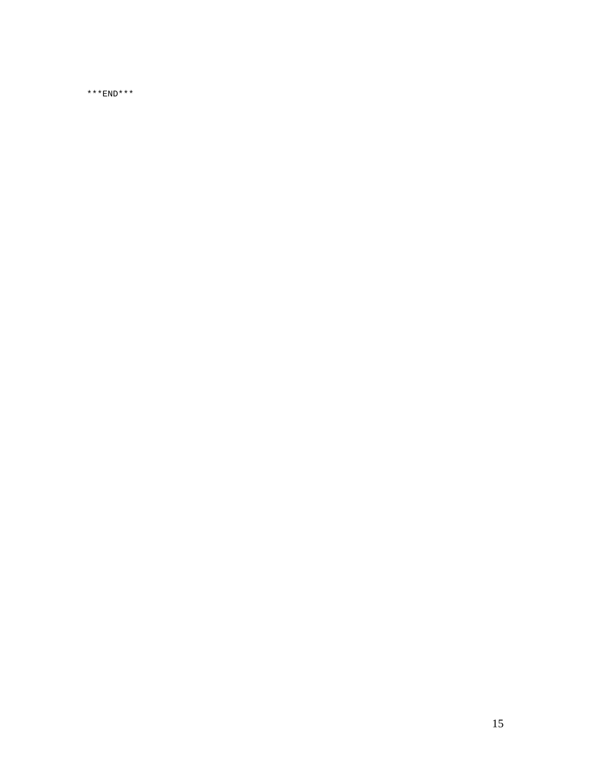***END***